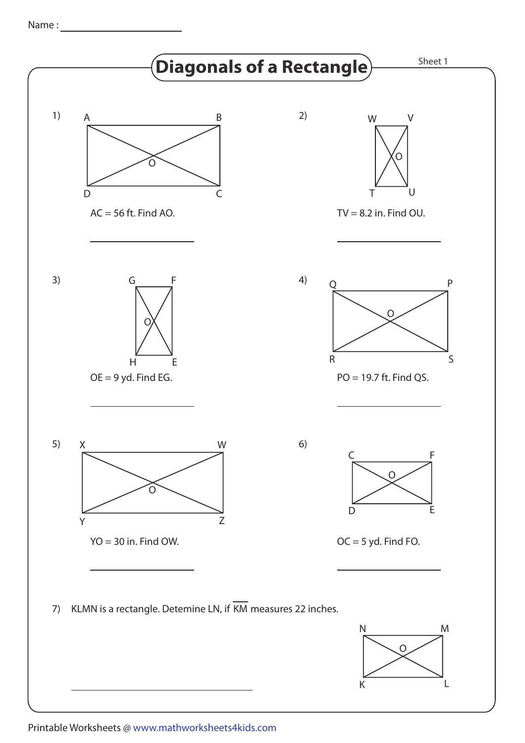Name : ____________________

# Diagonals of a Rectangle

Sheet 1

1) AC = 56 ft. Find AO.

____________________

2) TV = 8.2 in. Find OU.

____________________

3) OE = 9 yd. Find EG.

____________________

4) PO = 19.7 ft. Find QS.

____________________

5) YO = 30 in. Find OW.

____________________

6) OC = 5 yd. Find FO.

____________________

7) KLMN is a rectangle. Detemine LN, if $\overline{KM}$ measures 22 inches.

____________________

Printable Worksheets @ www.mathworksheets4kids.com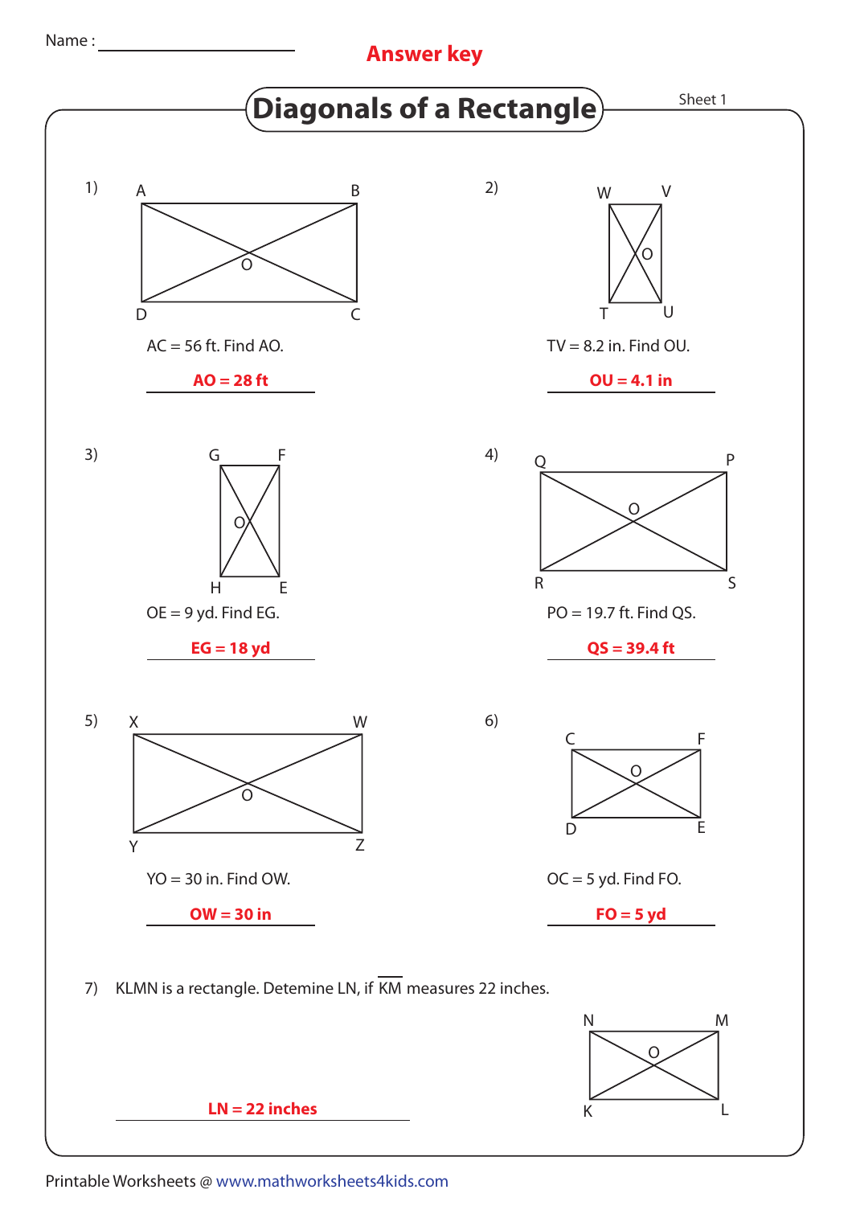Name : ____________________

**Answer key**

# Diagonals of a Rectangle

Sheet 1

1) A B D C O

AC = 56 ft. Find AO.

**AO = 28 ft**

2) W V T U O

TV = 8.2 in. Find OU.

**OU = 4.1 in**

3) G F H E O

OE = 9 yd. Find EG.

**EG = 18 yd**

4) Q P R S O

PO = 19.7 ft. Find QS.

**QS = 39.4 ft**

5) X W Y Z O

YO = 30 in. Find OW.

**OW = 30 in**

6) C F D E O

OC = 5 yd. Find FO.

**FO = 5 yd**

7) KLMN is a rectangle. Detemine LN, if $\overline{KM}$ measures 22 inches.

N M K L O

**LN = 22 inches**

Printable Worksheets @ www.mathworksheets4kids.com